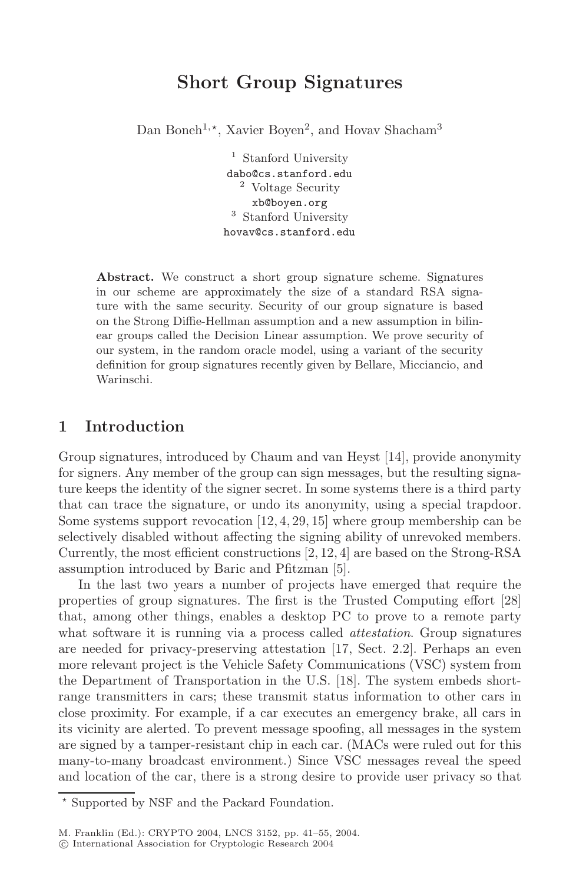# Short Group Signatures

Dan Boneh[1,⋆], Xavier Boyen[2], and Hovav Shacham[3]

[1] Stanford University
dabo@cs.stanford.edu
[2] Voltage Security
xb@boyen.org
[3] Stanford University
hovav@cs.stanford.edu

**Abstract.** We construct a short group signature scheme. Signatures in our scheme are approximately the size of a standard RSA signature with the same security. Security of our group signature is based on the Strong Diffie-Hellman assumption and a new assumption in bilinear groups called the Decision Linear assumption. We prove security of our system, in the random oracle model, using a variant of the security definition for group signatures recently given by Bellare, Micciancio, and Warinschi.

## 1 Introduction

Group signatures, introduced by Chaum and van Heyst [14], provide anonymity for signers. Any member of the group can sign messages, but the resulting signature keeps the identity of the signer secret. In some systems there is a third party that can trace the signature, or undo its anonymity, using a special trapdoor. Some systems support revocation [12, 4, 29, 15] where group membership can be selectively disabled without affecting the signing ability of unrevoked members. Currently, the most efficient constructions [2, 12, 4] are based on the Strong-RSA assumption introduced by Baric and Pfitzman [5].

In the last two years a number of projects have emerged that require the properties of group signatures. The first is the Trusted Computing effort [28] that, among other things, enables a desktop PC to prove to a remote party what software it is running via a process called *attestation*. Group signatures are needed for privacy-preserving attestation [17, Sect. 2.2]. Perhaps an even more relevant project is the Vehicle Safety Communications (VSC) system from the Department of Transportation in the U.S. [18]. The system embeds short-range transmitters in cars; these transmit status information to other cars in close proximity. For example, if a car executes an emergency brake, all cars in its vicinity are alerted. To prevent message spoofing, all messages in the system are signed by a tamper-resistant chip in each car. (MACs were ruled out for this many-to-many broadcast environment.) Since VSC messages reveal the speed and location of the car, there is a strong desire to provide user privacy so that

⋆ Supported by NSF and the Packard Foundation.

M. Franklin (Ed.): CRYPTO 2004, LNCS 3152, pp. 41–55, 2004.
© International Association for Cryptologic Research 2004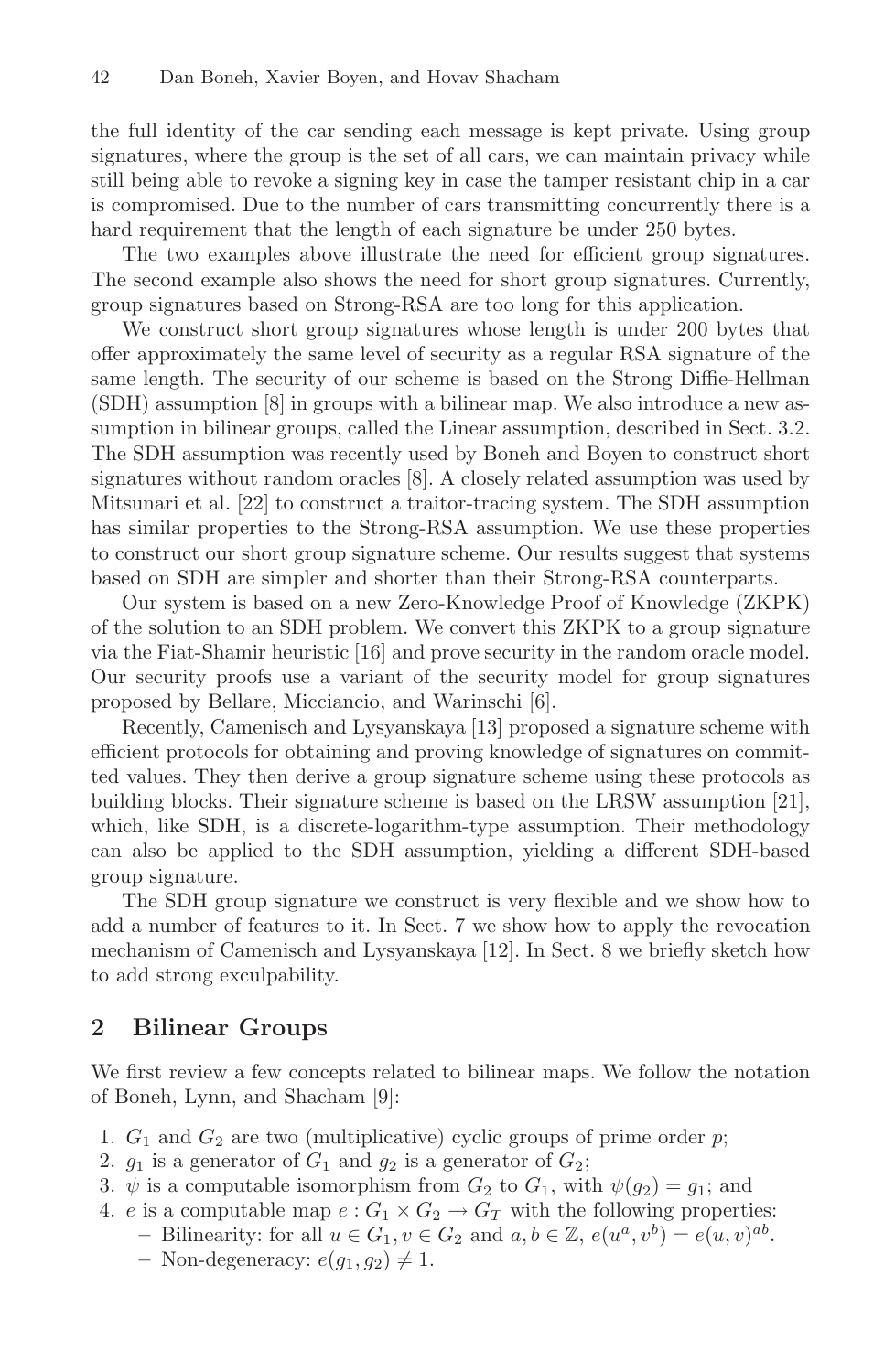the full identity of the car sending each message is kept private. Using group signatures, where the group is the set of all cars, we can maintain privacy while still being able to revoke a signing key in case the tamper resistant chip in a car is compromised. Due to the number of cars transmitting concurrently there is a hard requirement that the length of each signature be under 250 bytes.

The two examples above illustrate the need for efficient group signatures. The second example also shows the need for short group signatures. Currently, group signatures based on Strong-RSA are too long for this application.

We construct short group signatures whose length is under 200 bytes that offer approximately the same level of security as a regular RSA signature of the same length. The security of our scheme is based on the Strong Diffie-Hellman (SDH) assumption [8] in groups with a bilinear map. We also introduce a new assumption in bilinear groups, called the Linear assumption, described in Sect. 3.2. The SDH assumption was recently used by Boneh and Boyen to construct short signatures without random oracles [8]. A closely related assumption was used by Mitsunari et al. [22] to construct a traitor-tracing system. The SDH assumption has similar properties to the Strong-RSA assumption. We use these properties to construct our short group signature scheme. Our results suggest that systems based on SDH are simpler and shorter than their Strong-RSA counterparts.

Our system is based on a new Zero-Knowledge Proof of Knowledge (ZKPK) of the solution to an SDH problem. We convert this ZKPK to a group signature via the Fiat-Shamir heuristic [16] and prove security in the random oracle model. Our security proofs use a variant of the security model for group signatures proposed by Bellare, Micciancio, and Warinschi [6].

Recently, Camenisch and Lysyanskaya [13] proposed a signature scheme with efficient protocols for obtaining and proving knowledge of signatures on committed values. They then derive a group signature scheme using these protocols as building blocks. Their signature scheme is based on the LRSW assumption [21], which, like SDH, is a discrete-logarithm-type assumption. Their methodology can also be applied to the SDH assumption, yielding a different SDH-based group signature.

The SDH group signature we construct is very flexible and we show how to add a number of features to it. In Sect. 7 we show how to apply the revocation mechanism of Camenisch and Lysyanskaya [12]. In Sect. 8 we briefly sketch how to add strong exculpability.

## 2 Bilinear Groups

We first review a few concepts related to bilinear maps. We follow the notation of Boneh, Lynn, and Shacham [9]:

1. $G_1$ and $G_2$ are two (multiplicative) cyclic groups of prime order $p$;
2. $g_1$ is a generator of $G_1$ and $g_2$ is a generator of $G_2$;
3. $\psi$ is a computable isomorphism from $G_2$ to $G_1$, with $\psi(g_2) = g_1$; and
4. $e$ is a computable map $e : G_1 \times G_2 \to G_T$ with the following properties:
   - Bilinearity: for all $u \in G_1, v \in G_2$ and $a, b \in \mathbb{Z}$, $e(u^a, v^b) = e(u, v)^{ab}$.
   - Non-degeneracy: $e(g_1, g_2) \neq 1$.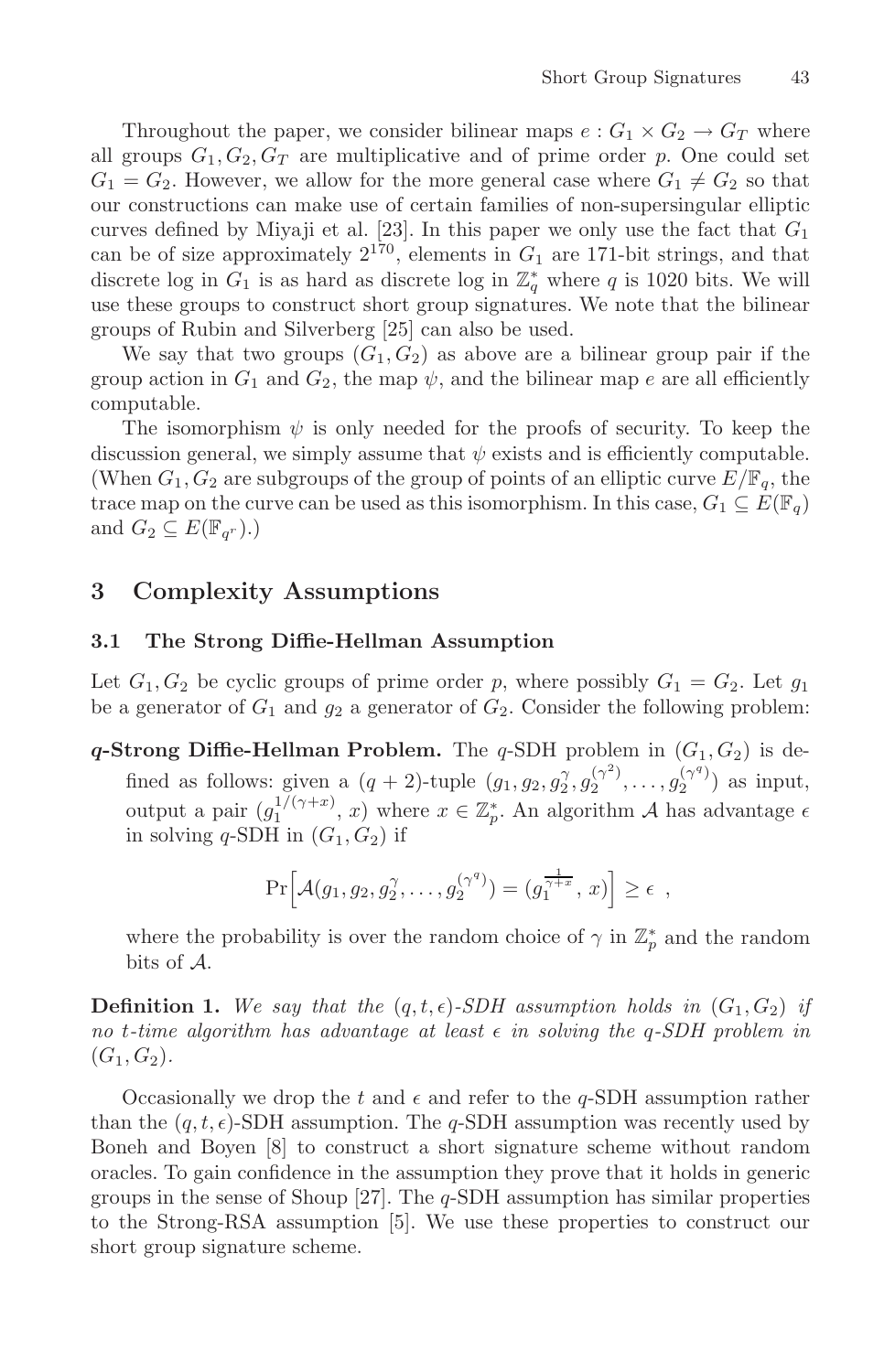Throughout the paper, we consider bilinear maps $e : G_1 \times G_2 \to G_T$ where all groups $G_1, G_2, G_T$ are multiplicative and of prime order $p$. One could set $G_1 = G_2$. However, we allow for the more general case where $G_1 \neq G_2$ so that our constructions can make use of certain families of non-supersingular elliptic curves defined by Miyaji et al. [23]. In this paper we only use the fact that $G_1$ can be of size approximately $2^{170}$, elements in $G_1$ are 171-bit strings, and that discrete log in $G_1$ is as hard as discrete log in $\mathbb{Z}_q^*$ where $q$ is 1020 bits. We will use these groups to construct short group signatures. We note that the bilinear groups of Rubin and Silverberg [25] can also be used.

We say that two groups $(G_1, G_2)$ as above are a bilinear group pair if the group action in $G_1$ and $G_2$, the map $\psi$, and the bilinear map $e$ are all efficiently computable.

The isomorphism $\psi$ is only needed for the proofs of security. To keep the discussion general, we simply assume that $\psi$ exists and is efficiently computable. (When $G_1, G_2$ are subgroups of the group of points of an elliptic curve $E/\mathbb{F}_q$, the trace map on the curve can be used as this isomorphism. In this case, $G_1 \subseteq E(\mathbb{F}_q)$ and $G_2 \subseteq E(\mathbb{F}_{q^r})$.)

## 3 Complexity Assumptions

### 3.1 The Strong Diffie-Hellman Assumption

Let $G_1, G_2$ be cyclic groups of prime order $p$, where possibly $G_1 = G_2$. Let $g_1$ be a generator of $G_1$ and $g_2$ a generator of $G_2$. Consider the following problem:

**$q$-Strong Diffie-Hellman Problem.** The $q$-SDH problem in $(G_1, G_2)$ is defined as follows: given a $(q + 2)$-tuple $(g_1, g_2, g_2^{\gamma}, g_2^{(\gamma^2)}, \dots, g_2^{(\gamma^q)})$ as input, output a pair $(g_1^{1/(\gamma+x)}, x)$ where $x \in \mathbb{Z}_p^*$. An algorithm $\mathcal{A}$ has advantage $\epsilon$ in solving $q$-SDH in $(G_1, G_2)$ if

$$\Pr\Big[\mathcal{A}(g_1, g_2, g_2^{\gamma}, \dots, g_2^{(\gamma^q)}) = (g_1^{\frac{1}{\gamma+x}}, x)\Big] \geq \epsilon \ ,$$

where the probability is over the random choice of $\gamma$ in $\mathbb{Z}_p^*$ and the random bits of $\mathcal{A}$.

**Definition 1.** *We say that the $(q, t, \epsilon)$-SDH assumption holds in $(G_1, G_2)$ if no $t$-time algorithm has advantage at least $\epsilon$ in solving the $q$-SDH problem in $(G_1, G_2)$.*

Occasionally we drop the $t$ and $\epsilon$ and refer to the $q$-SDH assumption rather than the $(q, t, \epsilon)$-SDH assumption. The $q$-SDH assumption was recently used by Boneh and Boyen [8] to construct a short signature scheme without random oracles. To gain confidence in the assumption they prove that it holds in generic groups in the sense of Shoup [27]. The $q$-SDH assumption has similar properties to the Strong-RSA assumption [5]. We use these properties to construct our short group signature scheme.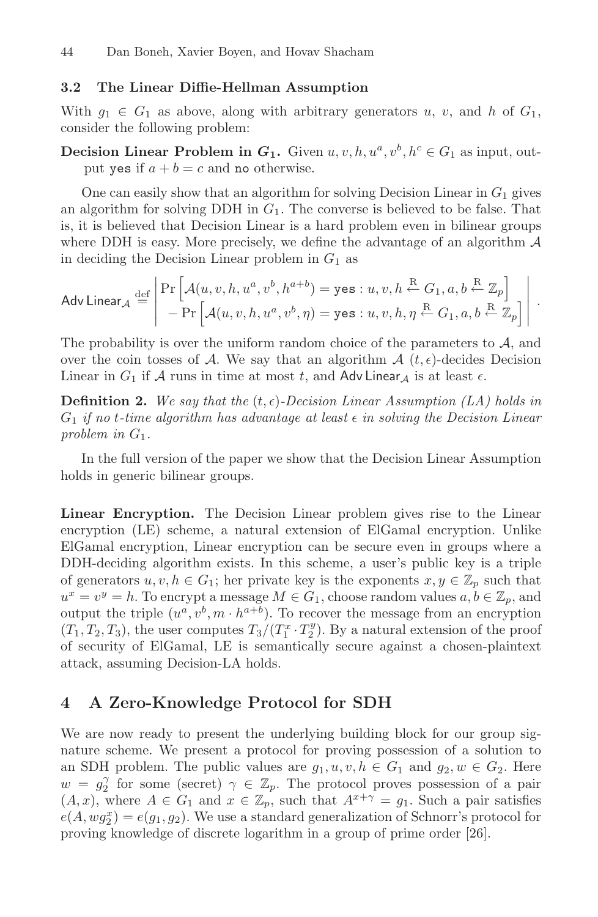### 3.2 The Linear Diffie-Hellman Assumption

With $g_1 \in G_1$ as above, along with arbitrary generators $u$, $v$, and $h$ of $G_1$, consider the following problem:

**Decision Linear Problem in $G_1$.** Given $u, v, h, u^a, v^b, h^c \in G_1$ as input, output `yes` if $a + b = c$ and `no` otherwise.

One can easily show that an algorithm for solving Decision Linear in $G_1$ gives an algorithm for solving DDH in $G_1$. The converse is believed to be false. That is, it is believed that Decision Linear is a hard problem even in bilinear groups where DDH is easy. More precisely, we define the advantage of an algorithm $\mathcal{A}$ in deciding the Decision Linear problem in $G_1$ as

$$\mathsf{Adv\,Linear}_{\mathcal{A}} \stackrel{\text{def}}{=} \left| \begin{array}{l} \Pr\left[\mathcal{A}(u, v, h, u^a, v^b, h^{a+b}) = \texttt{yes} : u, v, h \stackrel{\text{R}}{\leftarrow} G_1, a, b \stackrel{\text{R}}{\leftarrow} \mathbb{Z}_p\right] \\ - \Pr\left[\mathcal{A}(u, v, h, u^a, v^b, \eta) = \texttt{yes} : u, v, h, \eta \stackrel{\text{R}}{\leftarrow} G_1, a, b \stackrel{\text{R}}{\leftarrow} \mathbb{Z}_p\right] \end{array} \right| .$$

The probability is over the uniform random choice of the parameters to $\mathcal{A}$, and over the coin tosses of $\mathcal{A}$. We say that an algorithm $\mathcal{A}$ $(t, \epsilon)$-decides Decision Linear in $G_1$ if $\mathcal{A}$ runs in time at most $t$, and $\mathsf{Adv\,Linear}_{\mathcal{A}}$ is at least $\epsilon$.

**Definition 2.** *We say that the $(t, \epsilon)$-Decision Linear Assumption (LA) holds in $G_1$ if no $t$-time algorithm has advantage at least $\epsilon$ in solving the Decision Linear problem in $G_1$.*

In the full version of the paper we show that the Decision Linear Assumption holds in generic bilinear groups.

**Linear Encryption.** The Decision Linear problem gives rise to the Linear encryption (LE) scheme, a natural extension of ElGamal encryption. Unlike ElGamal encryption, Linear encryption can be secure even in groups where a DDH-deciding algorithm exists. In this scheme, a user's public key is a triple of generators $u, v, h \in G_1$; her private key is the exponents $x, y \in \mathbb{Z}_p$ such that $u^x = v^y = h$. To encrypt a message $M \in G_1$, choose random values $a, b \in \mathbb{Z}_p$, and output the triple $(u^a, v^b, m \cdot h^{a+b})$. To recover the message from an encryption $(T_1, T_2, T_3)$, the user computes $T_3/(T_1^x \cdot T_2^y)$. By a natural extension of the proof of security of ElGamal, LE is semantically secure against a chosen-plaintext attack, assuming Decision-LA holds.

## 4 A Zero-Knowledge Protocol for SDH

We are now ready to present the underlying building block for our group signature scheme. We present a protocol for proving possession of a solution to an SDH problem. The public values are $g_1, u, v, h \in G_1$ and $g_2, w \in G_2$. Here $w = g_2^\gamma$ for some (secret) $\gamma \in \mathbb{Z}_p$. The protocol proves possession of a pair $(A, x)$, where $A \in G_1$ and $x \in \mathbb{Z}_p$, such that $A^{x+\gamma} = g_1$. Such a pair satisfies $e(A, wg_2^x) = e(g_1, g_2)$. We use a standard generalization of Schnorr's protocol for proving knowledge of discrete logarithm in a group of prime order [26].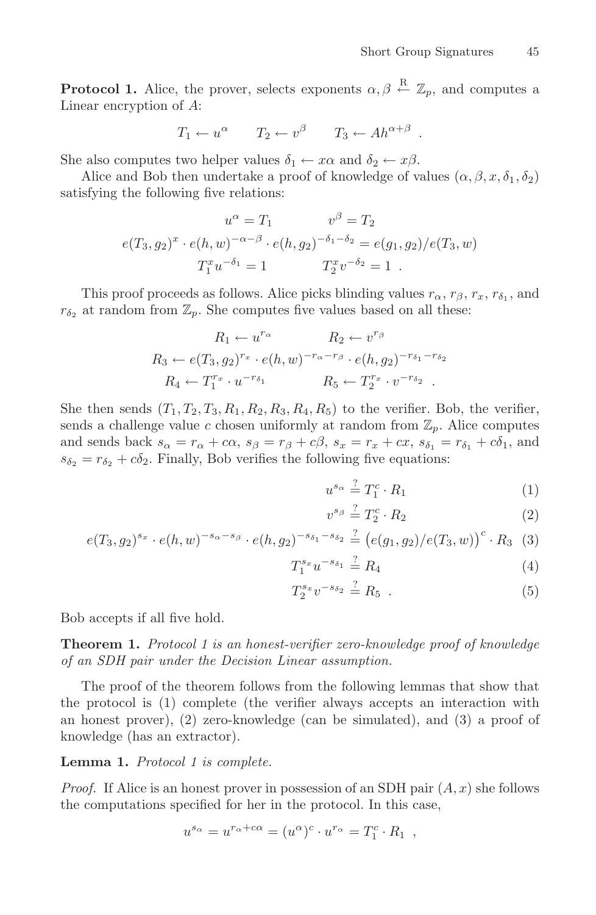**Protocol 1.** Alice, the prover, selects exponents $\alpha, \beta \xleftarrow{R} \mathbb{Z}_p$, and computes a Linear encryption of $A$:

$$T_1 \leftarrow u^\alpha \qquad T_2 \leftarrow v^\beta \qquad T_3 \leftarrow Ah^{\alpha+\beta} \ .$$

She also computes two helper values $\delta_1 \leftarrow x\alpha$ and $\delta_2 \leftarrow x\beta$.

Alice and Bob then undertake a proof of knowledge of values $(\alpha, \beta, x, \delta_1, \delta_2)$ satisfying the following five relations:

$$u^\alpha = T_1 \qquad\qquad v^\beta = T_2$$
$$e(T_3, g_2)^x \cdot e(h, w)^{-\alpha-\beta} \cdot e(h, g_2)^{-\delta_1-\delta_2} = e(g_1, g_2)/e(T_3, w)$$
$$T_1^x u^{-\delta_1} = 1 \qquad\qquad T_2^x v^{-\delta_2} = 1 \ .$$

This proof proceeds as follows. Alice picks blinding values $r_\alpha$, $r_\beta$, $r_x$, $r_{\delta_1}$, and $r_{\delta_2}$ at random from $\mathbb{Z}_p$. She computes five values based on all these:

$$R_1 \leftarrow u^{r_\alpha} \qquad\qquad R_2 \leftarrow v^{r_\beta}$$
$$R_3 \leftarrow e(T_3, g_2)^{r_x} \cdot e(h, w)^{-r_\alpha - r_\beta} \cdot e(h, g_2)^{-r_{\delta_1} - r_{\delta_2}}$$
$$R_4 \leftarrow T_1^{r_x} \cdot u^{-r_{\delta_1}} \qquad\qquad R_5 \leftarrow T_2^{r_x} \cdot v^{-r_{\delta_2}} \ .$$

She then sends $(T_1, T_2, T_3, R_1, R_2, R_3, R_4, R_5)$ to the verifier. Bob, the verifier, sends a challenge value $c$ chosen uniformly at random from $\mathbb{Z}_p$. Alice computes and sends back $s_\alpha = r_\alpha + c\alpha$, $s_\beta = r_\beta + c\beta$, $s_x = r_x + cx$, $s_{\delta_1} = r_{\delta_1} + c\delta_1$, and $s_{\delta_2} = r_{\delta_2} + c\delta_2$. Finally, Bob verifies the following five equations:

$$u^{s_\alpha} \stackrel{?}{=} T_1^c \cdot R_1 \tag{1}$$

$$v^{s_\beta} \stackrel{?}{=} T_2^c \cdot R_2 \tag{2}$$

$$e(T_3, g_2)^{s_x} \cdot e(h, w)^{-s_\alpha - s_\beta} \cdot e(h, g_2)^{-s_{\delta_1} - s_{\delta_2}} \stackrel{?}{=} \big(e(g_1, g_2)/e(T_3, w)\big)^c \cdot R_3 \tag{3}$$

$$T_1^{s_x} u^{-s_{\delta_1}} \stackrel{?}{=} R_4 \tag{4}$$

$$T_2^{s_x} v^{-s_{\delta_2}} \stackrel{?}{=} R_5 \ . \tag{5}$$

Bob accepts if all five hold.

**Theorem 1.** *Protocol 1 is an honest-verifier zero-knowledge proof of knowledge of an SDH pair under the Decision Linear assumption.*

The proof of the theorem follows from the following lemmas that show that the protocol is (1) complete (the verifier always accepts an interaction with an honest prover), (2) zero-knowledge (can be simulated), and (3) a proof of knowledge (has an extractor).

**Lemma 1.** *Protocol 1 is complete.*

*Proof.* If Alice is an honest prover in possession of an SDH pair $(A, x)$ she follows the computations specified for her in the protocol. In this case,

$$u^{s_\alpha} = u^{r_\alpha + c\alpha} = (u^\alpha)^c \cdot u^{r_\alpha} = T_1^c \cdot R_1 \ ,$$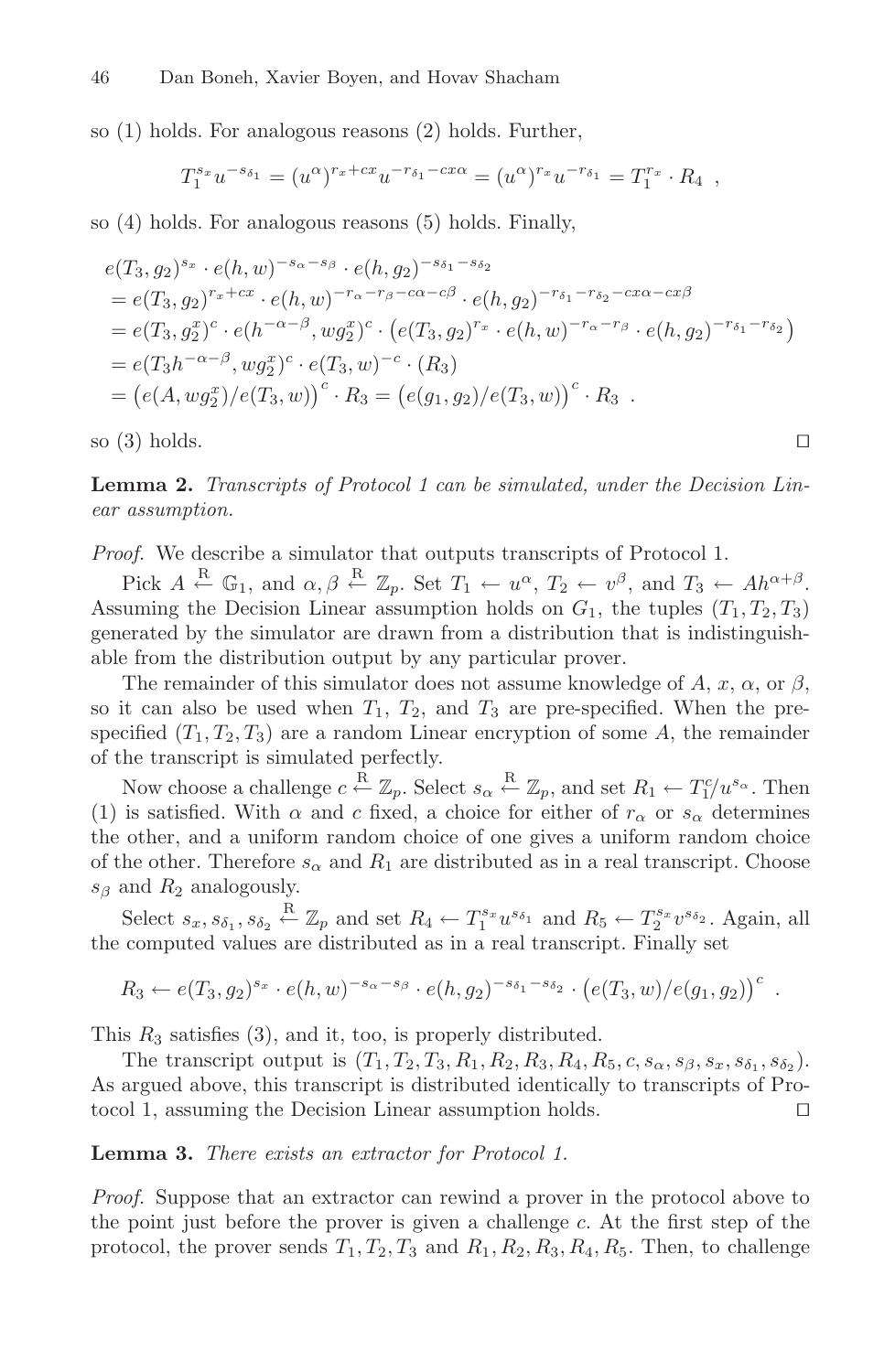so (1) holds. For analogous reasons (2) holds. Further,

$$T_1^{s_x} u^{-s_{\delta_1}} = (u^\alpha)^{r_x + cx} u^{-r_{\delta_1} - cx\alpha} = (u^\alpha)^{r_x} u^{-r_{\delta_1}} = T_1^{r_x} \cdot R_4 \ ,$$

so (4) holds. For analogous reasons (5) holds. Finally,

$$\begin{aligned}
&e(T_3, g_2)^{s_x} \cdot e(h, w)^{-s_\alpha - s_\beta} \cdot e(h, g_2)^{-s_{\delta_1} - s_{\delta_2}} \\
&= e(T_3, g_2)^{r_x + cx} \cdot e(h, w)^{-r_\alpha - r_\beta - c\alpha - c\beta} \cdot e(h, g_2)^{-r_{\delta_1} - r_{\delta_2} - cx\alpha - cx\beta} \\
&= e(T_3, g_2^x)^c \cdot e(h^{-\alpha-\beta}, w g_2^x)^c \cdot \left(e(T_3, g_2)^{r_x} \cdot e(h, w)^{-r_\alpha - r_\beta} \cdot e(h, g_2)^{-r_{\delta_1} - r_{\delta_2}}\right) \\
&= e(T_3 h^{-\alpha-\beta}, w g_2^x)^c \cdot e(T_3, w)^{-c} \cdot (R_3) \\
&= \left(e(A, w g_2^x)/e(T_3, w)\right)^c \cdot R_3 = \left(e(g_1, g_2)/e(T_3, w)\right)^c \cdot R_3 \ .
\end{aligned}$$

so (3) holds. ◻

**Lemma 2.** *Transcripts of Protocol 1 can be simulated, under the Decision Linear assumption.*

*Proof.* We describe a simulator that outputs transcripts of Protocol 1.

Pick $A \xleftarrow{R} \mathbb{G}_1$, and $\alpha, \beta \xleftarrow{R} \mathbb{Z}_p$. Set $T_1 \leftarrow u^\alpha$, $T_2 \leftarrow v^\beta$, and $T_3 \leftarrow A h^{\alpha+\beta}$. Assuming the Decision Linear assumption holds on $G_1$, the tuples $(T_1, T_2, T_3)$ generated by the simulator are drawn from a distribution that is indistinguishable from the distribution output by any particular prover.

The remainder of this simulator does not assume knowledge of $A$, $x$, $\alpha$, or $\beta$, so it can also be used when $T_1$, $T_2$, and $T_3$ are pre-specified. When the pre-specified $(T_1, T_2, T_3)$ are a random Linear encryption of some $A$, the remainder of the transcript is simulated perfectly.

Now choose a challenge $c \xleftarrow{R} \mathbb{Z}_p$. Select $s_\alpha \xleftarrow{R} \mathbb{Z}_p$, and set $R_1 \leftarrow T_1^c / u^{s_\alpha}$. Then (1) is satisfied. With $\alpha$ and $c$ fixed, a choice for either of $r_\alpha$ or $s_\alpha$ determines the other, and a uniform random choice of one gives a uniform random choice of the other. Therefore $s_\alpha$ and $R_1$ are distributed as in a real transcript. Choose $s_\beta$ and $R_2$ analogously.

Select $s_x, s_{\delta_1}, s_{\delta_2} \xleftarrow{R} \mathbb{Z}_p$ and set $R_4 \leftarrow T_1^{s_x} u^{s_{\delta_1}}$ and $R_5 \leftarrow T_2^{s_x} v^{s_{\delta_2}}$. Again, all the computed values are distributed as in a real transcript. Finally set

$$R_3 \leftarrow e(T_3, g_2)^{s_x} \cdot e(h, w)^{-s_\alpha - s_\beta} \cdot e(h, g_2)^{-s_{\delta_1} - s_{\delta_2}} \cdot \left(e(T_3, w)/e(g_1, g_2)\right)^c \ .$$

This $R_3$ satisfies (3), and it, too, is properly distributed.

The transcript output is $(T_1, T_2, T_3, R_1, R_2, R_3, R_4, R_5, c, s_\alpha, s_\beta, s_x, s_{\delta_1}, s_{\delta_2})$. As argued above, this transcript is distributed identically to transcripts of Protocol 1, assuming the Decision Linear assumption holds. ◻

**Lemma 3.** *There exists an extractor for Protocol 1.*

*Proof.* Suppose that an extractor can rewind a prover in the protocol above to the point just before the prover is given a challenge $c$. At the first step of the protocol, the prover sends $T_1, T_2, T_3$ and $R_1, R_2, R_3, R_4, R_5$. Then, to challenge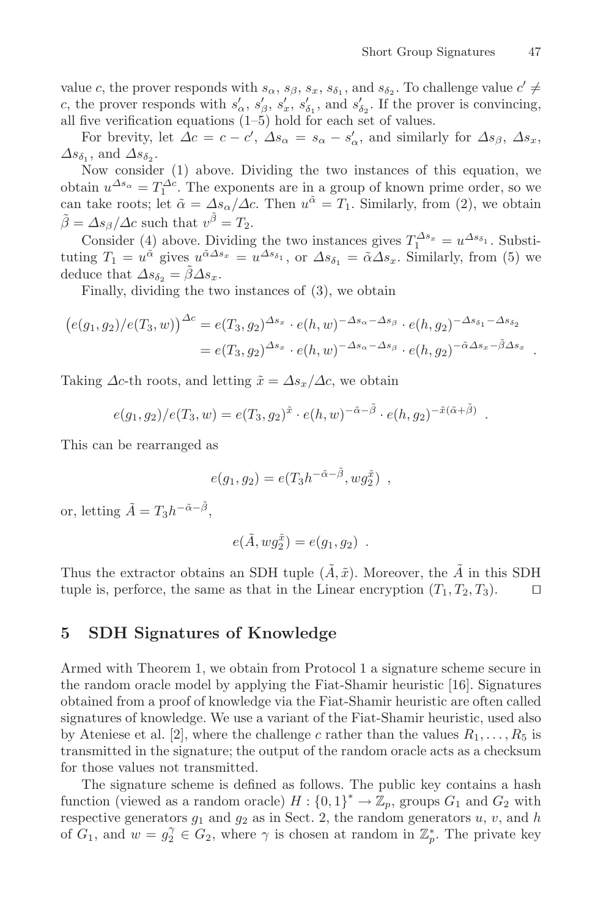value $c$, the prover responds with $s_\alpha$, $s_\beta$, $s_x$, $s_{\delta_1}$, and $s_{\delta_2}$. To challenge value $c' \neq c$, the prover responds with $s'_\alpha$, $s'_\beta$, $s'_x$, $s'_{\delta_1}$, and $s'_{\delta_2}$. If the prover is convincing, all five verification equations (1–5) hold for each set of values.

For brevity, let $\Delta c = c - c'$, $\Delta s_\alpha = s_\alpha - s'_\alpha$, and similarly for $\Delta s_\beta$, $\Delta s_x$, $\Delta s_{\delta_1}$, and $\Delta s_{\delta_2}$.

Now consider (1) above. Dividing the two instances of this equation, we obtain $u^{\Delta s_\alpha} = T_1^{\Delta c}$. The exponents are in a group of known prime order, so we can take roots; let $\tilde{\alpha} = \Delta s_\alpha / \Delta c$. Then $u^{\tilde{\alpha}} = T_1$. Similarly, from (2), we obtain $\tilde{\beta} = \Delta s_\beta / \Delta c$ such that $v^{\tilde{\beta}} = T_2$.

Consider (4) above. Dividing the two instances gives $T_1^{\Delta s_x} = u^{\Delta s_{\delta_1}}$. Substituting $T_1 = u^{\tilde{\alpha}}$ gives $u^{\tilde{\alpha}\Delta s_x} = u^{\Delta s_{\delta_1}}$, or $\Delta s_{\delta_1} = \tilde{\alpha}\Delta s_x$. Similarly, from (5) we deduce that $\Delta s_{\delta_2} = \tilde{\beta}\Delta s_x$.

Finally, dividing the two instances of (3), we obtain

$$
\begin{aligned}
\big(e(g_1, g_2)/e(T_3, w)\big)^{\Delta c} &= e(T_3, g_2)^{\Delta s_x} \cdot e(h, w)^{-\Delta s_\alpha - \Delta s_\beta} \cdot e(h, g_2)^{-\Delta s_{\delta_1} - \Delta s_{\delta_2}} \\
&= e(T_3, g_2)^{\Delta s_x} \cdot e(h, w)^{-\Delta s_\alpha - \Delta s_\beta} \cdot e(h, g_2)^{-\tilde{\alpha}\Delta s_x - \tilde{\beta}\Delta s_x} \enspace .
\end{aligned}
$$

Taking $\Delta c$-th roots, and letting $\tilde{x} = \Delta s_x / \Delta c$, we obtain

$$
e(g_1, g_2)/e(T_3, w) = e(T_3, g_2)^{\tilde{x}} \cdot e(h, w)^{-\tilde{\alpha} - \tilde{\beta}} \cdot e(h, g_2)^{-\tilde{x}(\tilde{\alpha} + \tilde{\beta})} \enspace .
$$

This can be rearranged as

$$
e(g_1, g_2) = e(T_3 h^{-\tilde{\alpha} - \tilde{\beta}}, w g_2^{\tilde{x}}) \enspace ,
$$

or, letting $\tilde{A} = T_3 h^{-\tilde{\alpha} - \tilde{\beta}}$,

$$
e(\tilde{A}, w g_2^{\tilde{x}}) = e(g_1, g_2) \enspace .
$$

Thus the extractor obtains an SDH tuple $(\tilde{A}, \tilde{x})$. Moreover, the $\tilde{A}$ in this SDH tuple is, perforce, the same as that in the Linear encryption $(T_1, T_2, T_3)$. □

## 5 SDH Signatures of Knowledge

Armed with Theorem 1, we obtain from Protocol 1 a signature scheme secure in the random oracle model by applying the Fiat-Shamir heuristic [16]. Signatures obtained from a proof of knowledge via the Fiat-Shamir heuristic are often called signatures of knowledge. We use a variant of the Fiat-Shamir heuristic, used also by Ateniese et al. [2], where the challenge $c$ rather than the values $R_1, \ldots, R_5$ is transmitted in the signature; the output of the random oracle acts as a checksum for those values not transmitted.

The signature scheme is defined as follows. The public key contains a hash function (viewed as a random oracle) $H : \{0,1\}^* \to \mathbb{Z}_p$, groups $G_1$ and $G_2$ with respective generators $g_1$ and $g_2$ as in Sect. 2, the random generators $u$, $v$, and $h$ of $G_1$, and $w = g_2^\gamma \in G_2$, where $\gamma$ is chosen at random in $\mathbb{Z}_p^*$. The private key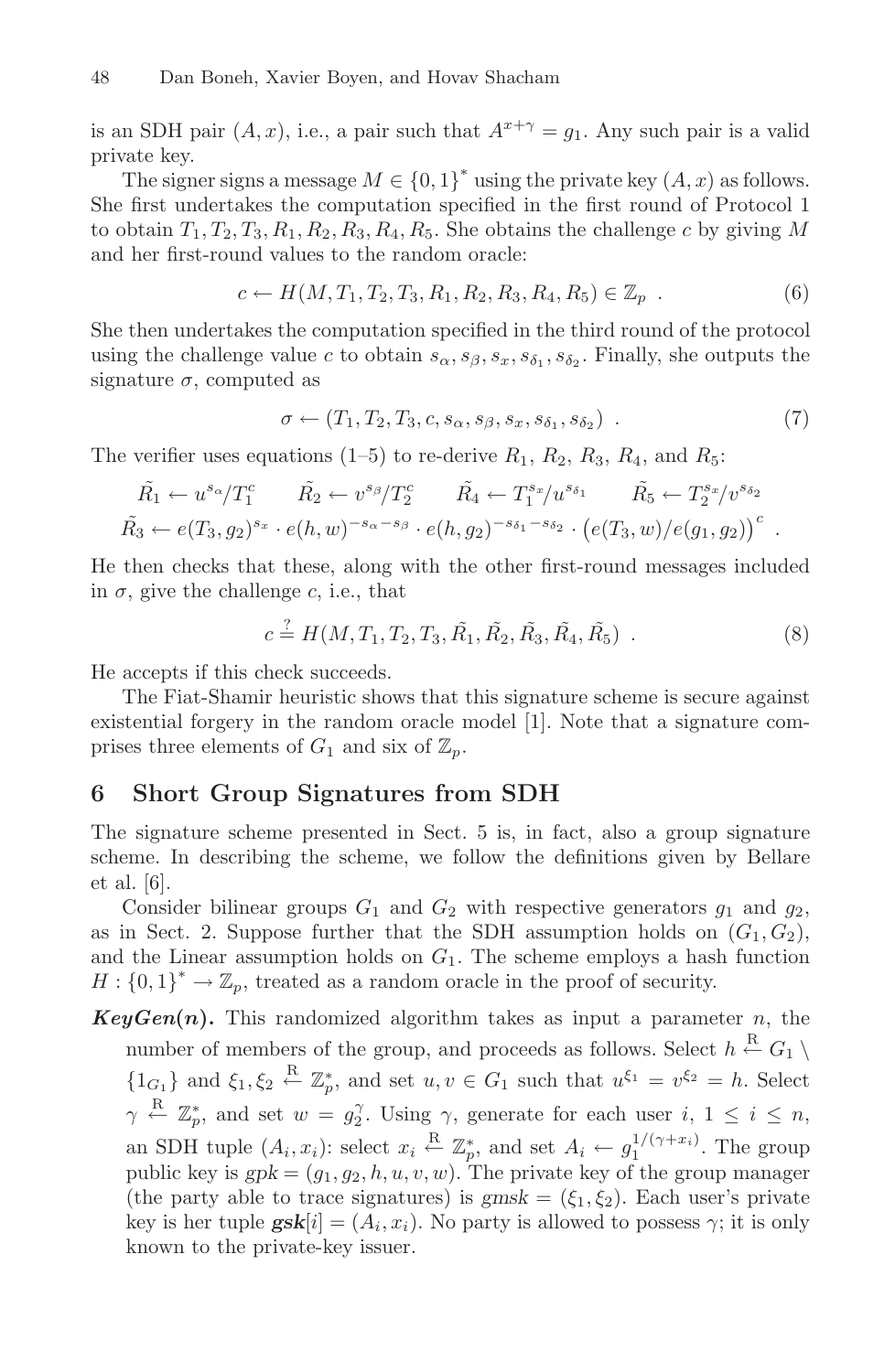is an SDH pair $(A, x)$, i.e., a pair such that $A^{x+\gamma} = g_1$. Any such pair is a valid private key.

The signer signs a message $M \in \{0,1\}^*$ using the private key $(A, x)$ as follows. She first undertakes the computation specified in the first round of Protocol 1 to obtain $T_1, T_2, T_3, R_1, R_2, R_3, R_4, R_5$. She obtains the challenge $c$ by giving $M$ and her first-round values to the random oracle:

$$c \leftarrow H(M, T_1, T_2, T_3, R_1, R_2, R_3, R_4, R_5) \in \mathbb{Z}_p \ . \tag{6}$$

She then undertakes the computation specified in the third round of the protocol using the challenge value $c$ to obtain $s_\alpha, s_\beta, s_x, s_{\delta_1}, s_{\delta_2}$. Finally, she outputs the signature $\sigma$, computed as

$$\sigma \leftarrow (T_1, T_2, T_3, c, s_\alpha, s_\beta, s_x, s_{\delta_1}, s_{\delta_2}) \ . \tag{7}$$

The verifier uses equations (1–5) to re-derive $R_1$, $R_2$, $R_3$, $R_4$, and $R_5$:

$$\tilde{R}_1 \leftarrow u^{s_\alpha}/T_1^c \qquad \tilde{R}_2 \leftarrow v^{s_\beta}/T_2^c \qquad \tilde{R}_4 \leftarrow T_1^{s_x}/u^{s_{\delta_1}} \qquad \tilde{R}_5 \leftarrow T_2^{s_x}/v^{s_{\delta_2}}$$

$$\tilde{R}_3 \leftarrow e(T_3, g_2)^{s_x} \cdot e(h, w)^{-s_\alpha - s_\beta} \cdot e(h, g_2)^{-s_{\delta_1} - s_{\delta_2}} \cdot \big(e(T_3, w)/e(g_1, g_2)\big)^c \ .$$

He then checks that these, along with the other first-round messages included in $\sigma$, give the challenge $c$, i.e., that

$$c \stackrel{?}{=} H(M, T_1, T_2, T_3, \tilde{R}_1, \tilde{R}_2, \tilde{R}_3, \tilde{R}_4, \tilde{R}_5) \ . \tag{8}$$

He accepts if this check succeeds.

The Fiat-Shamir heuristic shows that this signature scheme is secure against existential forgery in the random oracle model [1]. Note that a signature comprises three elements of $G_1$ and six of $\mathbb{Z}_p$.

## 6 Short Group Signatures from SDH

The signature scheme presented in Sect. 5 is, in fact, also a group signature scheme. In describing the scheme, we follow the definitions given by Bellare et al. [6].

Consider bilinear groups $G_1$ and $G_2$ with respective generators $g_1$ and $g_2$, as in Sect. 2. Suppose further that the SDH assumption holds on $(G_1, G_2)$, and the Linear assumption holds on $G_1$. The scheme employs a hash function $H : \{0,1\}^* \to \mathbb{Z}_p$, treated as a random oracle in the proof of security.

***KeyGen*($n$).** This randomized algorithm takes as input a parameter $n$, the number of members of the group, and proceeds as follows. Select $h \stackrel{\text{R}}{\leftarrow} G_1 \setminus \{1_{G_1}\}$ and $\xi_1, \xi_2 \stackrel{\text{R}}{\leftarrow} \mathbb{Z}_p^*$, and set $u, v \in G_1$ such that $u^{\xi_1} = v^{\xi_2} = h$. Select $\gamma \stackrel{\text{R}}{\leftarrow} \mathbb{Z}_p^*$, and set $w = g_2^\gamma$. Using $\gamma$, generate for each user $i$, $1 \le i \le n$, an SDH tuple $(A_i, x_i)$: select $x_i \stackrel{\text{R}}{\leftarrow} \mathbb{Z}_p^*$, and set $A_i \leftarrow g_1^{1/(\gamma + x_i)}$. The group public key is $gpk = (g_1, g_2, h, u, v, w)$. The private key of the group manager (the party able to trace signatures) is $gmsk = (\xi_1, \xi_2)$. Each user's private key is her tuple $\boldsymbol{gsk}[i] = (A_i, x_i)$. No party is allowed to possess $\gamma$; it is only known to the private-key issuer.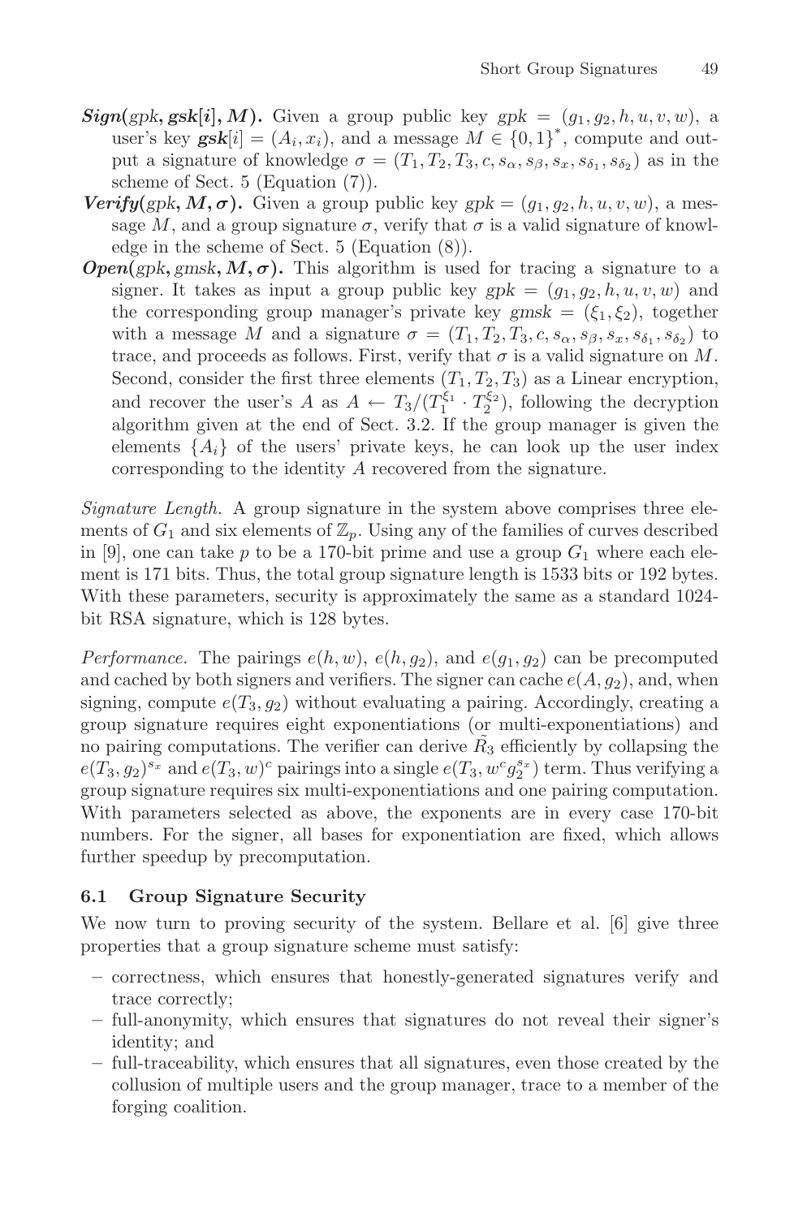***Sign*(*gpk*, *gsk*[*i*], *M*).** Given a group public key $gpk = (g_1, g_2, h, u, v, w)$, a user's key $\boldsymbol{gsk}[i] = (A_i, x_i)$, and a message $M \in \{0,1\}^*$, compute and output a signature of knowledge $\sigma = (T_1, T_2, T_3, c, s_\alpha, s_\beta, s_x, s_{\delta_1}, s_{\delta_2})$ as in the scheme of Sect. 5 (Equation (7)).

***Verify*(*gpk*, *M*, $\boldsymbol{\sigma}$).** Given a group public key $gpk = (g_1, g_2, h, u, v, w)$, a message $M$, and a group signature $\sigma$, verify that $\sigma$ is a valid signature of knowledge in the scheme of Sect. 5 (Equation (8)).

***Open*(*gpk*, *gmsk*, *M*, $\boldsymbol{\sigma}$).** This algorithm is used for tracing a signature to a signer. It takes as input a group public key $gpk = (g_1, g_2, h, u, v, w)$ and the corresponding group manager's private key $gmsk = (\xi_1, \xi_2)$, together with a message $M$ and a signature $\sigma = (T_1, T_2, T_3, c, s_\alpha, s_\beta, s_x, s_{\delta_1}, s_{\delta_2})$ to trace, and proceeds as follows. First, verify that $\sigma$ is a valid signature on $M$. Second, consider the first three elements $(T_1, T_2, T_3)$ as a Linear encryption, and recover the user's $A$ as $A \leftarrow T_3/(T_1^{\xi_1} \cdot T_2^{\xi_2})$, following the decryption algorithm given at the end of Sect. 3.2. If the group manager is given the elements $\{A_i\}$ of the users' private keys, he can look up the user index corresponding to the identity $A$ recovered from the signature.

*Signature Length.* A group signature in the system above comprises three elements of $G_1$ and six elements of $\mathbb{Z}_p$. Using any of the families of curves described in [9], one can take $p$ to be a 170-bit prime and use a group $G_1$ where each element is 171 bits. Thus, the total group signature length is 1533 bits or 192 bytes. With these parameters, security is approximately the same as a standard 1024-bit RSA signature, which is 128 bytes.

*Performance.* The pairings $e(h, w)$, $e(h, g_2)$, and $e(g_1, g_2)$ can be precomputed and cached by both signers and verifiers. The signer can cache $e(A, g_2)$, and, when signing, compute $e(T_3, g_2)$ without evaluating a pairing. Accordingly, creating a group signature requires eight exponentiations (or multi-exponentiations) and no pairing computations. The verifier can derive $\tilde{R}_3$ efficiently by collapsing the $e(T_3, g_2)^{s_x}$ and $e(T_3, w)^c$ pairings into a single $e(T_3, w^c g_2^{s_x})$ term. Thus verifying a group signature requires six multi-exponentiations and one pairing computation. With parameters selected as above, the exponents are in every case 170-bit numbers. For the signer, all bases for exponentiation are fixed, which allows further speedup by precomputation.

### 6.1 Group Signature Security

We now turn to proving security of the system. Bellare et al. [6] give three properties that a group signature scheme must satisfy:

- correctness, which ensures that honestly-generated signatures verify and trace correctly;
- full-anonymity, which ensures that signatures do not reveal their signer's identity; and
- full-traceability, which ensures that all signatures, even those created by the collusion of multiple users and the group manager, trace to a member of the forging coalition.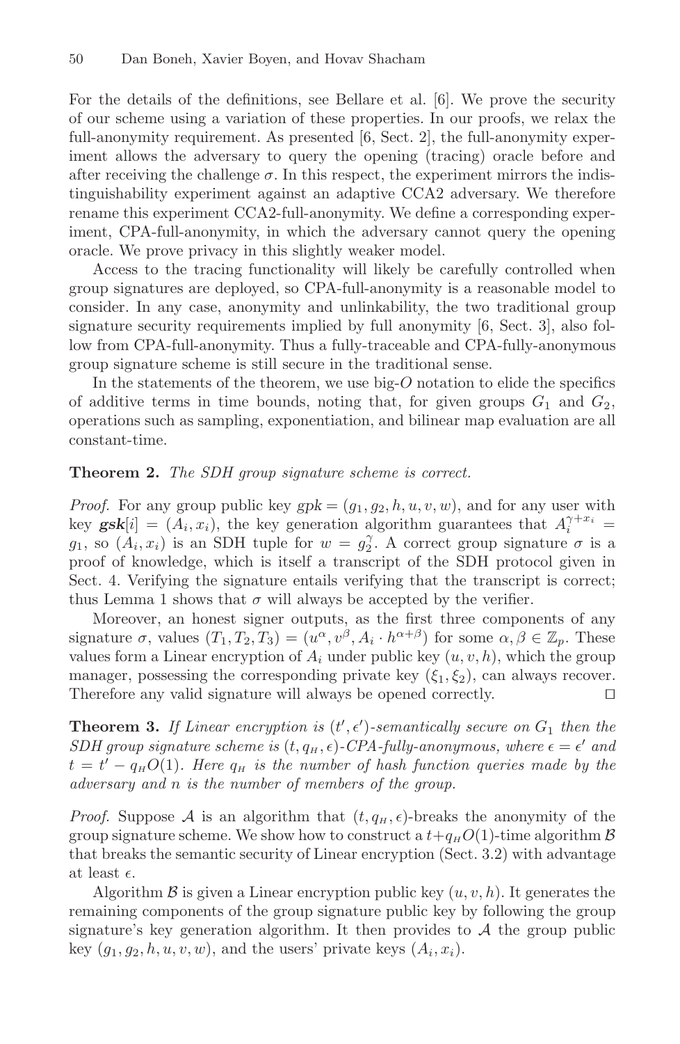For the details of the definitions, see Bellare et al. [6]. We prove the security of our scheme using a variation of these properties. In our proofs, we relax the full-anonymity requirement. As presented [6, Sect. 2], the full-anonymity experiment allows the adversary to query the opening (tracing) oracle before and after receiving the challenge $\sigma$. In this respect, the experiment mirrors the indistinguishability experiment against an adaptive CCA2 adversary. We therefore rename this experiment CCA2-full-anonymity. We define a corresponding experiment, CPA-full-anonymity, in which the adversary cannot query the opening oracle. We prove privacy in this slightly weaker model.

Access to the tracing functionality will likely be carefully controlled when group signatures are deployed, so CPA-full-anonymity is a reasonable model to consider. In any case, anonymity and unlinkability, the two traditional group signature security requirements implied by full anonymity [6, Sect. 3], also follow from CPA-full-anonymity. Thus a fully-traceable and CPA-fully-anonymous group signature scheme is still secure in the traditional sense.

In the statements of the theorem, we use big-$O$ notation to elide the specifics of additive terms in time bounds, noting that, for given groups $G_1$ and $G_2$, operations such as sampling, exponentiation, and bilinear map evaluation are all constant-time.

**Theorem 2.** *The SDH group signature scheme is correct.*

*Proof.* For any group public key $gpk = (g_1, g_2, h, u, v, w)$, and for any user with key $\boldsymbol{gsk}[i] = (A_i, x_i)$, the key generation algorithm guarantees that $A_i^{\gamma + x_i} = g_1$, so $(A_i, x_i)$ is an SDH tuple for $w = g_2^{\gamma}$. A correct group signature $\sigma$ is a proof of knowledge, which is itself a transcript of the SDH protocol given in Sect. 4. Verifying the signature entails verifying that the transcript is correct; thus Lemma 1 shows that $\sigma$ will always be accepted by the verifier.

Moreover, an honest signer outputs, as the first three components of any signature $\sigma$, values $(T_1, T_2, T_3) = (u^{\alpha}, v^{\beta}, A_i \cdot h^{\alpha+\beta})$ for some $\alpha, \beta \in \mathbb{Z}_p$. These values form a Linear encryption of $A_i$ under public key $(u, v, h)$, which the group manager, possessing the corresponding private key $(\xi_1, \xi_2)$, can always recover. Therefore any valid signature will always be opened correctly. $\square$

**Theorem 3.** *If Linear encryption is $(t', \epsilon')$-semantically secure on $G_1$ then the SDH group signature scheme is $(t, q_H, \epsilon)$-CPA-fully-anonymous, where $\epsilon = \epsilon'$ and $t = t' - q_H O(1)$. Here $q_H$ is the number of hash function queries made by the adversary and $n$ is the number of members of the group.*

*Proof.* Suppose $\mathcal{A}$ is an algorithm that $(t, q_H, \epsilon)$-breaks the anonymity of the group signature scheme. We show how to construct a $t + q_H O(1)$-time algorithm $\mathcal{B}$ that breaks the semantic security of Linear encryption (Sect. 3.2) with advantage at least $\epsilon$.

Algorithm $\mathcal{B}$ is given a Linear encryption public key $(u, v, h)$. It generates the remaining components of the group signature public key by following the group signature's key generation algorithm. It then provides to $\mathcal{A}$ the group public key $(g_1, g_2, h, u, v, w)$, and the users' private keys $(A_i, x_i)$.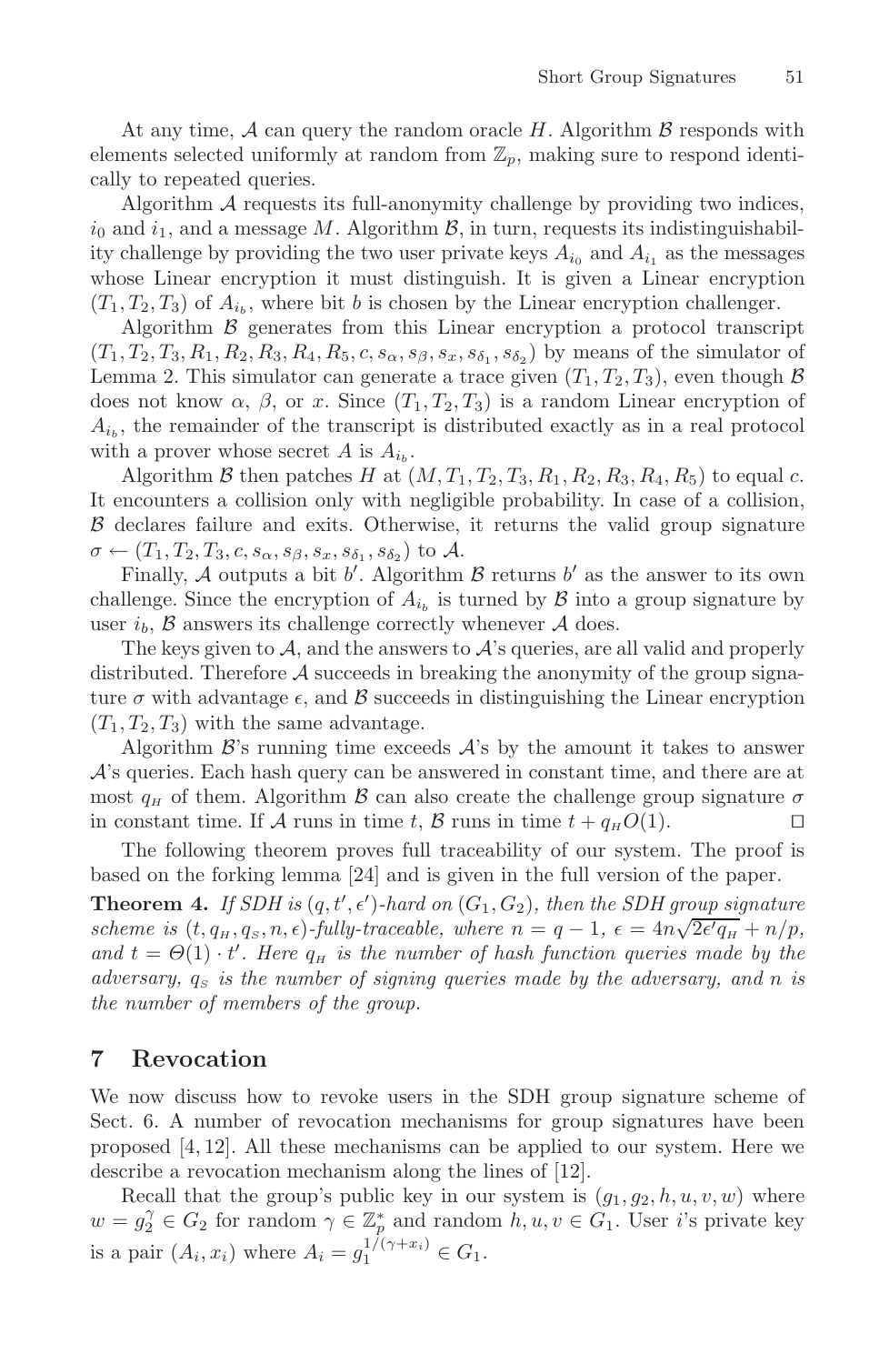At any time, $\mathcal{A}$ can query the random oracle $H$. Algorithm $\mathcal{B}$ responds with elements selected uniformly at random from $\mathbb{Z}_p$, making sure to respond identically to repeated queries.

Algorithm $\mathcal{A}$ requests its full-anonymity challenge by providing two indices, $i_0$ and $i_1$, and a message $M$. Algorithm $\mathcal{B}$, in turn, requests its indistinguishability challenge by providing the two user private keys $A_{i_0}$ and $A_{i_1}$ as the messages whose Linear encryption it must distinguish. It is given a Linear encryption $(T_1, T_2, T_3)$ of $A_{i_b}$, where bit $b$ is chosen by the Linear encryption challenger.

Algorithm $\mathcal{B}$ generates from this Linear encryption a protocol transcript $(T_1, T_2, T_3, R_1, R_2, R_3, R_4, R_5, c, s_\alpha, s_\beta, s_x, s_{\delta_1}, s_{\delta_2})$ by means of the simulator of Lemma 2. This simulator can generate a trace given $(T_1, T_2, T_3)$, even though $\mathcal{B}$ does not know $\alpha$, $\beta$, or $x$. Since $(T_1, T_2, T_3)$ is a random Linear encryption of $A_{i_b}$, the remainder of the transcript is distributed exactly as in a real protocol with a prover whose secret $A$ is $A_{i_b}$.

Algorithm $\mathcal{B}$ then patches $H$ at $(M, T_1, T_2, T_3, R_1, R_2, R_3, R_4, R_5)$ to equal $c$. It encounters a collision only with negligible probability. In case of a collision, $\mathcal{B}$ declares failure and exits. Otherwise, it returns the valid group signature $\sigma \leftarrow (T_1, T_2, T_3, c, s_\alpha, s_\beta, s_x, s_{\delta_1}, s_{\delta_2})$ to $\mathcal{A}$.

Finally, $\mathcal{A}$ outputs a bit $b'$. Algorithm $\mathcal{B}$ returns $b'$ as the answer to its own challenge. Since the encryption of $A_{i_b}$ is turned by $\mathcal{B}$ into a group signature by user $i_b$, $\mathcal{B}$ answers its challenge correctly whenever $\mathcal{A}$ does.

The keys given to $\mathcal{A}$, and the answers to $\mathcal{A}$'s queries, are all valid and properly distributed. Therefore $\mathcal{A}$ succeeds in breaking the anonymity of the group signature $\sigma$ with advantage $\epsilon$, and $\mathcal{B}$ succeeds in distinguishing the Linear encryption $(T_1, T_2, T_3)$ with the same advantage.

Algorithm $\mathcal{B}$'s running time exceeds $\mathcal{A}$'s by the amount it takes to answer $\mathcal{A}$'s queries. Each hash query can be answered in constant time, and there are at most $q_H$ of them. Algorithm $\mathcal{B}$ can also create the challenge group signature $\sigma$ in constant time. If $\mathcal{A}$ runs in time $t$, $\mathcal{B}$ runs in time $t + q_H O(1)$. □

The following theorem proves full traceability of our system. The proof is based on the forking lemma [24] and is given in the full version of the paper.

**Theorem 4.** *If SDH is $(q, t', \epsilon')$-hard on $(G_1, G_2)$, then the SDH group signature scheme is $(t, q_H, q_S, n, \epsilon)$-fully-traceable, where $n = q - 1$, $\epsilon = 4n\sqrt{2\epsilon' q_H} + n/p$, and $t = \Theta(1) \cdot t'$. Here $q_H$ is the number of hash function queries made by the adversary, $q_S$ is the number of signing queries made by the adversary, and $n$ is the number of members of the group.*

## 7 Revocation

We now discuss how to revoke users in the SDH group signature scheme of Sect. 6. A number of revocation mechanisms for group signatures have been proposed [4, 12]. All these mechanisms can be applied to our system. Here we describe a revocation mechanism along the lines of [12].

Recall that the group's public key in our system is $(g_1, g_2, h, u, v, w)$ where $w = g_2^\gamma \in G_2$ for random $\gamma \in \mathbb{Z}_p^*$ and random $h, u, v \in G_1$. User $i$'s private key is a pair $(A_i, x_i)$ where $A_i = g_1^{1/(\gamma + x_i)} \in G_1$.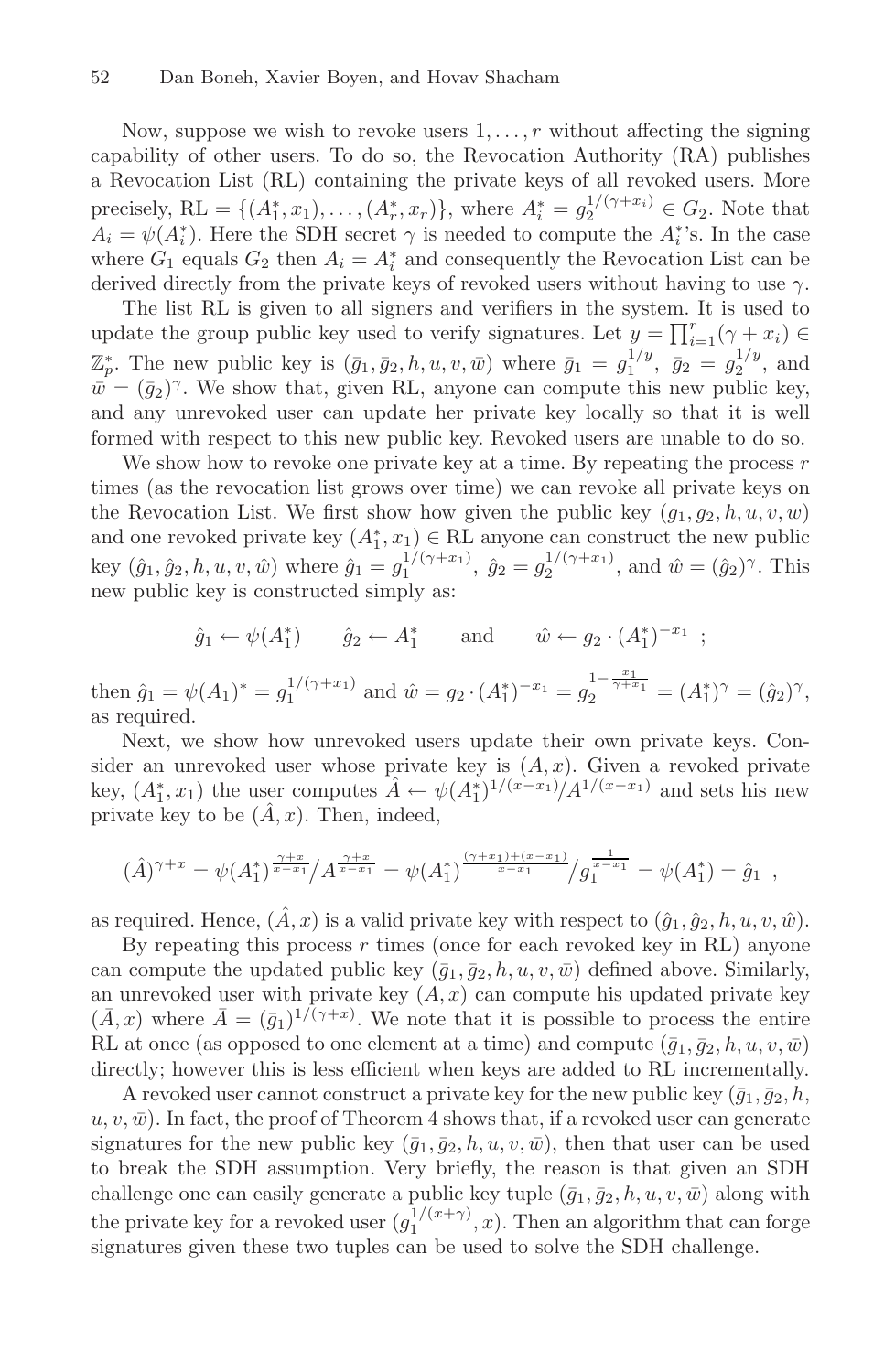Now, suppose we wish to revoke users $1, \ldots, r$ without affecting the signing capability of other users. To do so, the Revocation Authority (RA) publishes a Revocation List (RL) containing the private keys of all revoked users. More precisely, $\mathrm{RL} = \{(A_1^*, x_1), \ldots, (A_r^*, x_r)\}$, where $A_i^* = g_2^{1/(\gamma+x_i)} \in G_2$. Note that $A_i = \psi(A_i^*)$. Here the SDH secret $\gamma$ is needed to compute the $A_i^*$'s. In the case where $G_1$ equals $G_2$ then $A_i = A_i^*$ and consequently the Revocation List can be derived directly from the private keys of revoked users without having to use $\gamma$.

The list RL is given to all signers and verifiers in the system. It is used to update the group public key used to verify signatures. Let $y = \prod_{i=1}^{r}(\gamma + x_i) \in \mathbb{Z}_p^*$. The new public key is $(\bar{g}_1, \bar{g}_2, h, u, v, \bar{w})$ where $\bar{g}_1 = g_1^{1/y}$, $\bar{g}_2 = g_2^{1/y}$, and $\bar{w} = (\bar{g}_2)^\gamma$. We show that, given RL, anyone can compute this new public key, and any unrevoked user can update her private key locally so that it is well formed with respect to this new public key. Revoked users are unable to do so.

We show how to revoke one private key at a time. By repeating the process $r$ times (as the revocation list grows over time) we can revoke all private keys on the Revocation List. We first show how given the public key $(g_1, g_2, h, u, v, w)$ and one revoked private key $(A_1^*, x_1) \in \mathrm{RL}$ anyone can construct the new public key $(\hat{g}_1, \hat{g}_2, h, u, v, \hat{w})$ where $\hat{g}_1 = g_1^{1/(\gamma+x_1)}$, $\hat{g}_2 = g_2^{1/(\gamma+x_1)}$, and $\hat{w} = (\hat{g}_2)^\gamma$. This new public key is constructed simply as:

$$\hat{g}_1 \leftarrow \psi(A_1^*) \qquad \hat{g}_2 \leftarrow A_1^* \qquad \text{and} \qquad \hat{w} \leftarrow g_2 \cdot (A_1^*)^{-x_1} \ ;$$

then $\hat{g}_1 = \psi(A_1)^* = g_1^{1/(\gamma+x_1)}$ and $\hat{w} = g_2 \cdot (A_1^*)^{-x_1} = g_2^{1-\frac{x_1}{\gamma+x_1}} = (A_1^*)^\gamma = (\hat{g}_2)^\gamma$, as required.

Next, we show how unrevoked users update their own private keys. Consider an unrevoked user whose private key is $(A, x)$. Given a revoked private key, $(A_1^*, x_1)$ the user computes $\hat{A} \leftarrow \psi(A_1^*)^{1/(x-x_1)} / A^{1/(x-x_1)}$ and sets his new private key to be $(\hat{A}, x)$. Then, indeed,

$$(\hat{A})^{\gamma+x} = \psi(A_1^*)^{\frac{\gamma+x}{x-x_1}} / A^{\frac{\gamma+x}{x-x_1}} = \psi(A_1^*)^{\frac{(\gamma+x_1)+(x-x_1)}{x-x_1}} / g_1^{\frac{1}{x-x_1}} = \psi(A_1^*) = \hat{g}_1 \ ,$$

as required. Hence, $(\hat{A}, x)$ is a valid private key with respect to $(\hat{g}_1, \hat{g}_2, h, u, v, \hat{w})$.

By repeating this process $r$ times (once for each revoked key in RL) anyone can compute the updated public key $(\bar{g}_1, \bar{g}_2, h, u, v, \bar{w})$ defined above. Similarly, an unrevoked user with private key $(A, x)$ can compute his updated private key $(\bar{A}, x)$ where $\bar{A} = (\bar{g}_1)^{1/(\gamma+x)}$. We note that it is possible to process the entire RL at once (as opposed to one element at a time) and compute $(\bar{g}_1, \bar{g}_2, h, u, v, \bar{w})$ directly; however this is less efficient when keys are added to RL incrementally.

A revoked user cannot construct a private key for the new public key $(\bar{g}_1, \bar{g}_2, h, u, v, \bar{w})$. In fact, the proof of Theorem 4 shows that, if a revoked user can generate signatures for the new public key $(\bar{g}_1, \bar{g}_2, h, u, v, \bar{w})$, then that user can be used to break the SDH assumption. Very briefly, the reason is that given an SDH challenge one can easily generate a public key tuple $(\bar{g}_1, \bar{g}_2, h, u, v, \bar{w})$ along with the private key for a revoked user $(g_1^{1/(x+\gamma)}, x)$. Then an algorithm that can forge signatures given these two tuples can be used to solve the SDH challenge.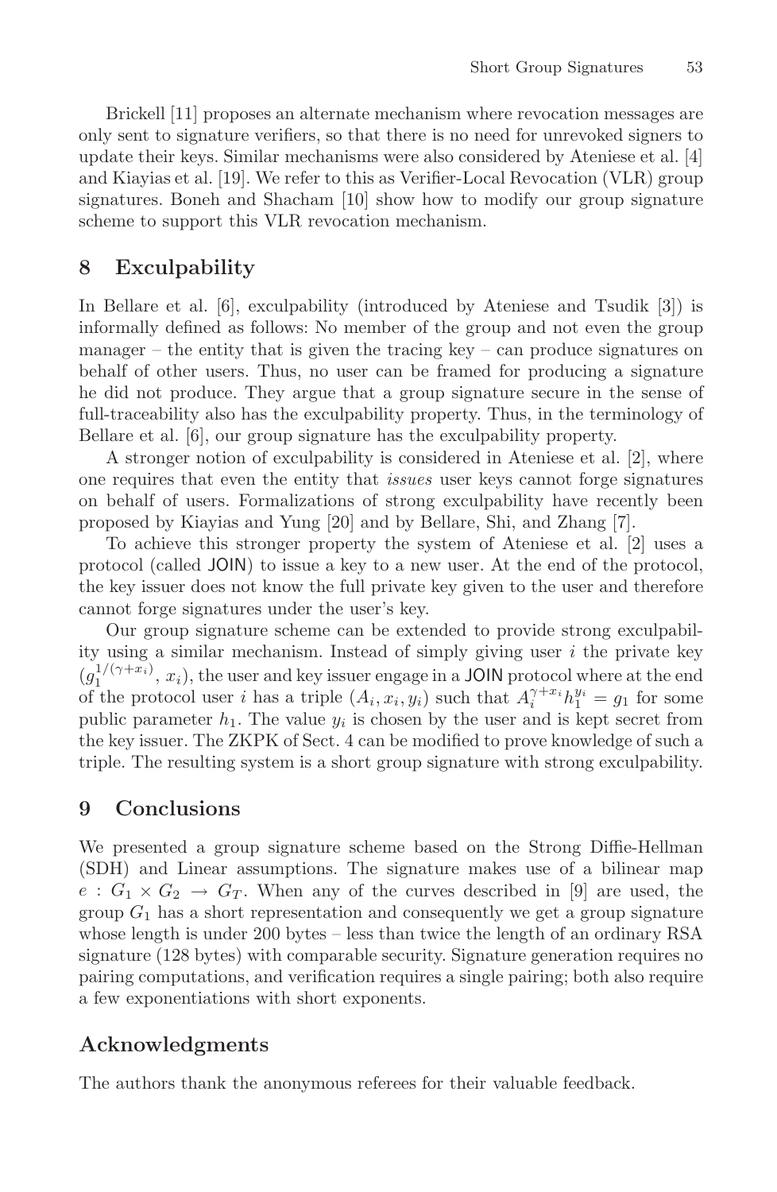Brickell [11] proposes an alternate mechanism where revocation messages are only sent to signature verifiers, so that there is no need for unrevoked signers to update their keys. Similar mechanisms were also considered by Ateniese et al. [4] and Kiayias et al. [19]. We refer to this as Verifier-Local Revocation (VLR) group signatures. Boneh and Shacham [10] show how to modify our group signature scheme to support this VLR revocation mechanism.

## 8 Exculpability

In Bellare et al. [6], exculpability (introduced by Ateniese and Tsudik [3]) is informally defined as follows: No member of the group and not even the group manager – the entity that is given the tracing key – can produce signatures on behalf of other users. Thus, no user can be framed for producing a signature he did not produce. They argue that a group signature secure in the sense of full-traceability also has the exculpability property. Thus, in the terminology of Bellare et al. [6], our group signature has the exculpability property.

A stronger notion of exculpability is considered in Ateniese et al. [2], where one requires that even the entity that *issues* user keys cannot forge signatures on behalf of users. Formalizations of strong exculpability have recently been proposed by Kiayias and Yung [20] and by Bellare, Shi, and Zhang [7].

To achieve this stronger property the system of Ateniese et al. [2] uses a protocol (called JOIN) to issue a key to a new user. At the end of the protocol, the key issuer does not know the full private key given to the user and therefore cannot forge signatures under the user's key.

Our group signature scheme can be extended to provide strong exculpability using a similar mechanism. Instead of simply giving user $i$ the private key $(g_1^{1/(\gamma+x_i)}, x_i)$, the user and key issuer engage in a JOIN protocol where at the end of the protocol user $i$ has a triple $(A_i, x_i, y_i)$ such that $A_i^{\gamma+x_i} h_1^{y_i} = g_1$ for some public parameter $h_1$. The value $y_i$ is chosen by the user and is kept secret from the key issuer. The ZKPK of Sect. 4 can be modified to prove knowledge of such a triple. The resulting system is a short group signature with strong exculpability.

## 9 Conclusions

We presented a group signature scheme based on the Strong Diffie-Hellman (SDH) and Linear assumptions. The signature makes use of a bilinear map $e : G_1 \times G_2 \to G_T$. When any of the curves described in [9] are used, the group $G_1$ has a short representation and consequently we get a group signature whose length is under 200 bytes – less than twice the length of an ordinary RSA signature (128 bytes) with comparable security. Signature generation requires no pairing computations, and verification requires a single pairing; both also require a few exponentiations with short exponents.

## Acknowledgments

The authors thank the anonymous referees for their valuable feedback.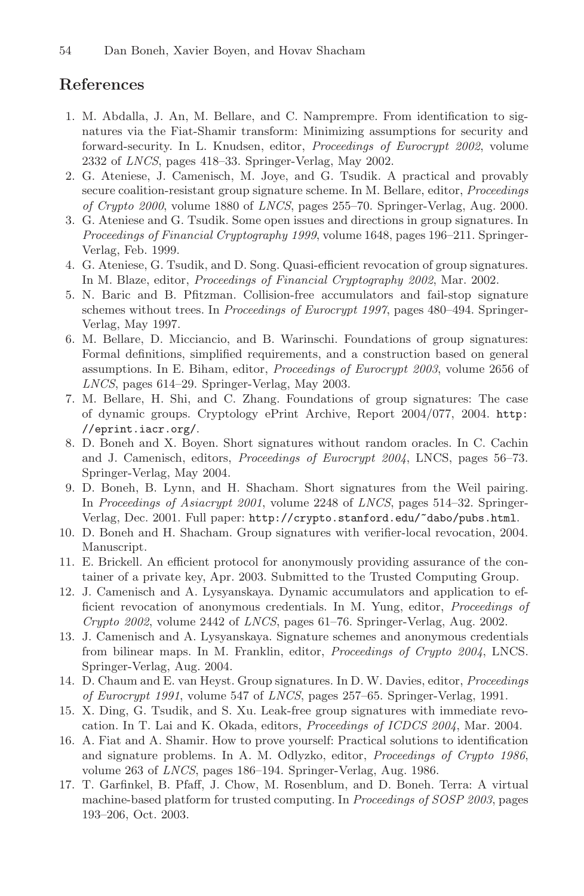## References

1. M. Abdalla, J. An, M. Bellare, and C. Namprempre. From identification to signatures via the Fiat-Shamir transform: Minimizing assumptions for security and forward-security. In L. Knudsen, editor, *Proceedings of Eurocrypt 2002*, volume 2332 of *LNCS*, pages 418–33. Springer-Verlag, May 2002.
2. G. Ateniese, J. Camenisch, M. Joye, and G. Tsudik. A practical and provably secure coalition-resistant group signature scheme. In M. Bellare, editor, *Proceedings of Crypto 2000*, volume 1880 of *LNCS*, pages 255–70. Springer-Verlag, Aug. 2000.
3. G. Ateniese and G. Tsudik. Some open issues and directions in group signatures. In *Proceedings of Financial Cryptography 1999*, volume 1648, pages 196–211. Springer-Verlag, Feb. 1999.
4. G. Ateniese, G. Tsudik, and D. Song. Quasi-efficient revocation of group signatures. In M. Blaze, editor, *Proceedings of Financial Cryptography 2002*, Mar. 2002.
5. N. Baric and B. Pfitzman. Collision-free accumulators and fail-stop signature schemes without trees. In *Proceedings of Eurocrypt 1997*, pages 480–494. Springer-Verlag, May 1997.
6. M. Bellare, D. Micciancio, and B. Warinschi. Foundations of group signatures: Formal definitions, simplified requirements, and a construction based on general assumptions. In E. Biham, editor, *Proceedings of Eurocrypt 2003*, volume 2656 of *LNCS*, pages 614–29. Springer-Verlag, May 2003.
7. M. Bellare, H. Shi, and C. Zhang. Foundations of group signatures: The case of dynamic groups. Cryptology ePrint Archive, Report 2004/077, 2004. `http://eprint.iacr.org/`.
8. D. Boneh and X. Boyen. Short signatures without random oracles. In C. Cachin and J. Camenisch, editors, *Proceedings of Eurocrypt 2004*, LNCS, pages 56–73. Springer-Verlag, May 2004.
9. D. Boneh, B. Lynn, and H. Shacham. Short signatures from the Weil pairing. In *Proceedings of Asiacrypt 2001*, volume 2248 of *LNCS*, pages 514–32. Springer-Verlag, Dec. 2001. Full paper: `http://crypto.stanford.edu/~dabo/pubs.html`.
10. D. Boneh and H. Shacham. Group signatures with verifier-local revocation, 2004. Manuscript.
11. E. Brickell. An efficient protocol for anonymously providing assurance of the container of a private key, Apr. 2003. Submitted to the Trusted Computing Group.
12. J. Camenisch and A. Lysyanskaya. Dynamic accumulators and application to efficient revocation of anonymous credentials. In M. Yung, editor, *Proceedings of Crypto 2002*, volume 2442 of *LNCS*, pages 61–76. Springer-Verlag, Aug. 2002.
13. J. Camenisch and A. Lysyanskaya. Signature schemes and anonymous credentials from bilinear maps. In M. Franklin, editor, *Proceedings of Crypto 2004*, LNCS. Springer-Verlag, Aug. 2004.
14. D. Chaum and E. van Heyst. Group signatures. In D. W. Davies, editor, *Proceedings of Eurocrypt 1991*, volume 547 of *LNCS*, pages 257–65. Springer-Verlag, 1991.
15. X. Ding, G. Tsudik, and S. Xu. Leak-free group signatures with immediate revocation. In T. Lai and K. Okada, editors, *Proceedings of ICDCS 2004*, Mar. 2004.
16. A. Fiat and A. Shamir. How to prove yourself: Practical solutions to identification and signature problems. In A. M. Odlyzko, editor, *Proceedings of Crypto 1986*, volume 263 of *LNCS*, pages 186–194. Springer-Verlag, Aug. 1986.
17. T. Garfinkel, B. Pfaff, J. Chow, M. Rosenblum, and D. Boneh. Terra: A virtual machine-based platform for trusted computing. In *Proceedings of SOSP 2003*, pages 193–206, Oct. 2003.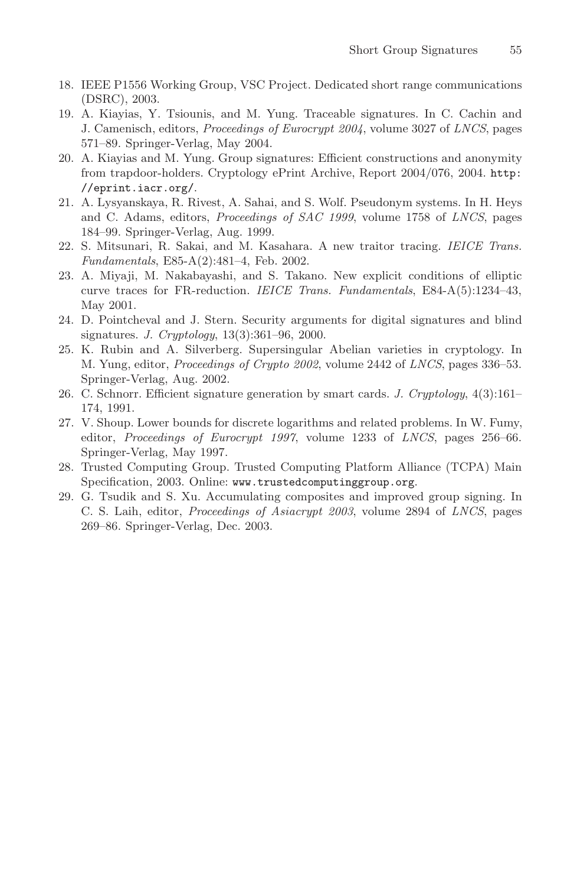18. IEEE P1556 Working Group, VSC Project. Dedicated short range communications (DSRC), 2003.
19. A. Kiayias, Y. Tsiounis, and M. Yung. Traceable signatures. In C. Cachin and J. Camenisch, editors, *Proceedings of Eurocrypt 2004*, volume 3027 of *LNCS*, pages 571–89. Springer-Verlag, May 2004.
20. A. Kiayias and M. Yung. Group signatures: Efficient constructions and anonymity from trapdoor-holders. Cryptology ePrint Archive, Report 2004/076, 2004. `http://eprint.iacr.org/`.
21. A. Lysyanskaya, R. Rivest, A. Sahai, and S. Wolf. Pseudonym systems. In H. Heys and C. Adams, editors, *Proceedings of SAC 1999*, volume 1758 of *LNCS*, pages 184–99. Springer-Verlag, Aug. 1999.
22. S. Mitsunari, R. Sakai, and M. Kasahara. A new traitor tracing. *IEICE Trans. Fundamentals*, E85-A(2):481–4, Feb. 2002.
23. A. Miyaji, M. Nakabayashi, and S. Takano. New explicit conditions of elliptic curve traces for FR-reduction. *IEICE Trans. Fundamentals*, E84-A(5):1234–43, May 2001.
24. D. Pointcheval and J. Stern. Security arguments for digital signatures and blind signatures. *J. Cryptology*, 13(3):361–96, 2000.
25. K. Rubin and A. Silverberg. Supersingular Abelian varieties in cryptology. In M. Yung, editor, *Proceedings of Crypto 2002*, volume 2442 of *LNCS*, pages 336–53. Springer-Verlag, Aug. 2002.
26. C. Schnorr. Efficient signature generation by smart cards. *J. Cryptology*, 4(3):161–174, 1991.
27. V. Shoup. Lower bounds for discrete logarithms and related problems. In W. Fumy, editor, *Proceedings of Eurocrypt 1997*, volume 1233 of *LNCS*, pages 256–66. Springer-Verlag, May 1997.
28. Trusted Computing Group. Trusted Computing Platform Alliance (TCPA) Main Specification, 2003. Online: `www.trustedcomputinggroup.org`.
29. G. Tsudik and S. Xu. Accumulating composites and improved group signing. In C. S. Laih, editor, *Proceedings of Asiacrypt 2003*, volume 2894 of *LNCS*, pages 269–86. Springer-Verlag, Dec. 2003.